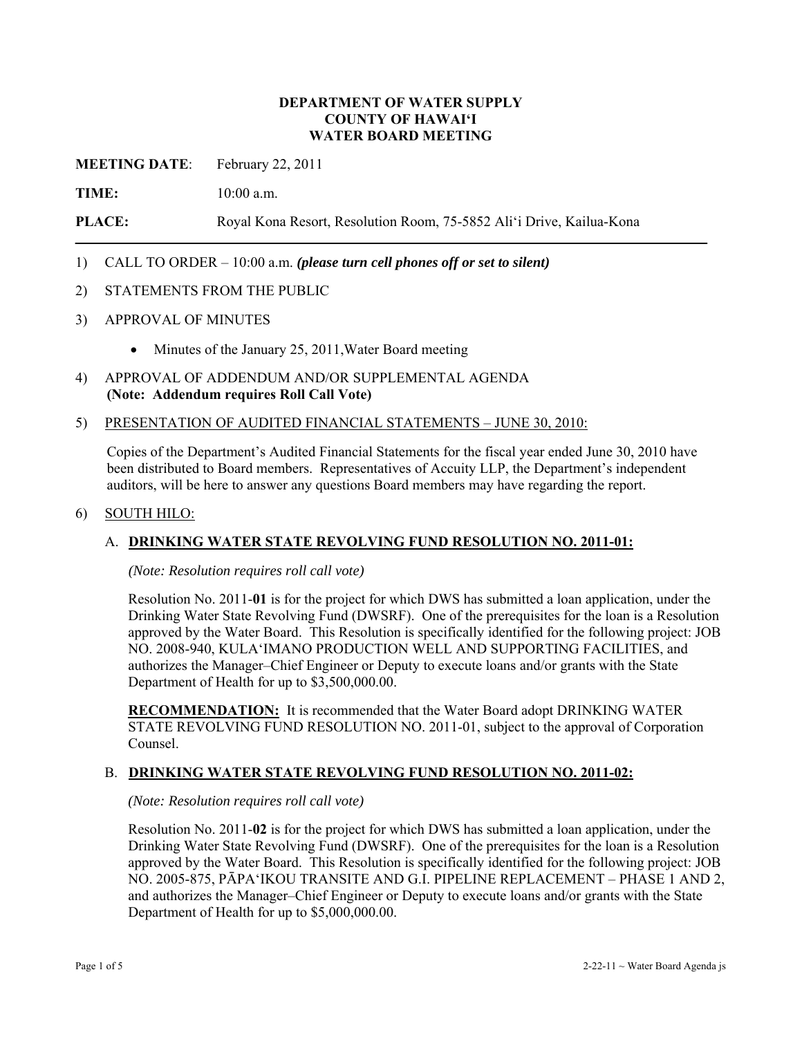**DEPARTMENT OF WATER SUPPLY**
**COUNTY OF HAWAI'I**
**WATER BOARD MEETING**

**MEETING DATE**: February 22, 2011

**TIME:** 10:00 a.m.

**PLACE:** Royal Kona Resort, Resolution Room, 75-5852 Ali'i Drive, Kailua-Kona

1) CALL TO ORDER – 10:00 a.m. ***(please turn cell phones off or set to silent)***

2) STATEMENTS FROM THE PUBLIC

3) APPROVAL OF MINUTES

   - Minutes of the January 25, 2011,Water Board meeting

4) APPROVAL OF ADDENDUM AND/OR SUPPLEMENTAL AGENDA
   **(Note: Addendum requires Roll Call Vote)**

5) PRESENTATION OF AUDITED FINANCIAL STATEMENTS – JUNE 30, 2010:

   Copies of the Department's Audited Financial Statements for the fiscal year ended June 30, 2010 have been distributed to Board members. Representatives of Accuity LLP, the Department's independent auditors, will be here to answer any questions Board members may have regarding the report.

6) SOUTH HILO:

   A. **DRINKING WATER STATE REVOLVING FUND RESOLUTION NO. 2011-01:**

   *(Note: Resolution requires roll call vote)*

   Resolution No. 2011-**01** is for the project for which DWS has submitted a loan application, under the Drinking Water State Revolving Fund (DWSRF). One of the prerequisites for the loan is a Resolution approved by the Water Board. This Resolution is specifically identified for the following project: JOB NO. 2008-940, KULA'IMANO PRODUCTION WELL AND SUPPORTING FACILITIES, and authorizes the Manager–Chief Engineer or Deputy to execute loans and/or grants with the State Department of Health for up to $3,500,000.00.

   **RECOMMENDATION:** It is recommended that the Water Board adopt DRINKING WATER STATE REVOLVING FUND RESOLUTION NO. 2011-01, subject to the approval of Corporation Counsel.

   B. **DRINKING WATER STATE REVOLVING FUND RESOLUTION NO. 2011-02:**

   *(Note: Resolution requires roll call vote)*

   Resolution No. 2011-**02** is for the project for which DWS has submitted a loan application, under the Drinking Water State Revolving Fund (DWSRF). One of the prerequisites for the loan is a Resolution approved by the Water Board. This Resolution is specifically identified for the following project: JOB NO. 2005-875, PĀPA'IKOU TRANSITE AND G.I. PIPELINE REPLACEMENT – PHASE 1 AND 2, and authorizes the Manager–Chief Engineer or Deputy to execute loans and/or grants with the State Department of Health for up to $5,000,000.00.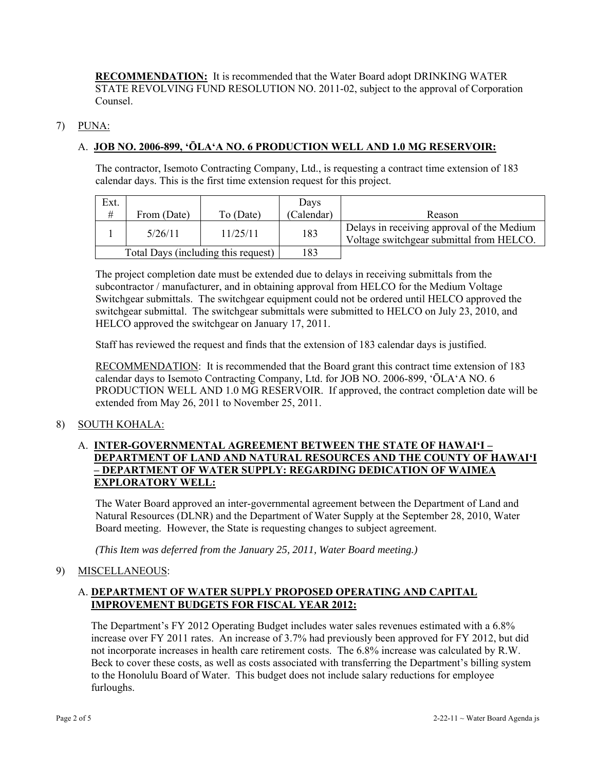**RECOMMENDATION:** It is recommended that the Water Board adopt DRINKING WATER STATE REVOLVING FUND RESOLUTION NO. 2011-02, subject to the approval of Corporation Counsel.

7) PUNA:

A. **JOB NO. 2006-899, ʻŌLAʻA NO. 6 PRODUCTION WELL AND 1.0 MG RESERVOIR:**

The contractor, Isemoto Contracting Company, Ltd., is requesting a contract time extension of 183 calendar days. This is the first time extension request for this project.

| Ext. # | From (Date) | To (Date) | Days (Calendar) | Reason |
|---|---|---|---|---|
| 1 | 5/26/11 | 11/25/11 | 183 | Delays in receiving approval of the Medium Voltage switchgear submittal from HELCO. |
| Total Days (including this request) | | | 183 | |

The project completion date must be extended due to delays in receiving submittals from the subcontractor / manufacturer, and in obtaining approval from HELCO for the Medium Voltage Switchgear submittals. The switchgear equipment could not be ordered until HELCO approved the switchgear submittal. The switchgear submittals were submitted to HELCO on July 23, 2010, and HELCO approved the switchgear on January 17, 2011.

Staff has reviewed the request and finds that the extension of 183 calendar days is justified.

RECOMMENDATION: It is recommended that the Board grant this contract time extension of 183 calendar days to Isemoto Contracting Company, Ltd. for JOB NO. 2006-899, ʻŌLAʻA NO. 6 PRODUCTION WELL AND 1.0 MG RESERVOIR. If approved, the contract completion date will be extended from May 26, 2011 to November 25, 2011.

8) SOUTH KOHALA:

A. **INTER-GOVERNMENTAL AGREEMENT BETWEEN THE STATE OF HAWAIʻI – DEPARTMENT OF LAND AND NATURAL RESOURCES AND THE COUNTY OF HAWAIʻI – DEPARTMENT OF WATER SUPPLY: REGARDING DEDICATION OF WAIMEA EXPLORATORY WELL:**

The Water Board approved an inter-governmental agreement between the Department of Land and Natural Resources (DLNR) and the Department of Water Supply at the September 28, 2010, Water Board meeting. However, the State is requesting changes to subject agreement.

*(This Item was deferred from the January 25, 2011, Water Board meeting.)*

9) MISCELLANEOUS:

A. **DEPARTMENT OF WATER SUPPLY PROPOSED OPERATING AND CAPITAL IMPROVEMENT BUDGETS FOR FISCAL YEAR 2012:**

The Department's FY 2012 Operating Budget includes water sales revenues estimated with a 6.8% increase over FY 2011 rates. An increase of 3.7% had previously been approved for FY 2012, but did not incorporate increases in health care retirement costs. The 6.8% increase was calculated by R.W. Beck to cover these costs, as well as costs associated with transferring the Department's billing system to the Honolulu Board of Water. This budget does not include salary reductions for employee furloughs.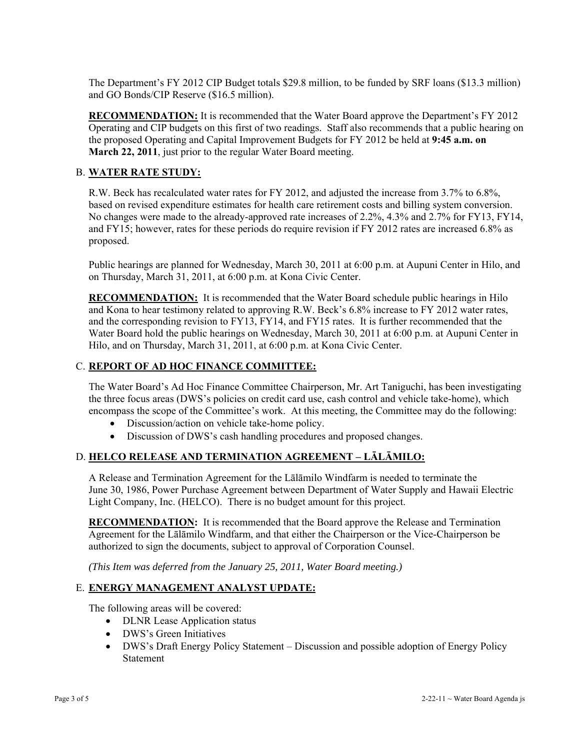The Department's FY 2012 CIP Budget totals $29.8 million, to be funded by SRF loans ($13.3 million) and GO Bonds/CIP Reserve ($16.5 million).

**RECOMMENDATION:** It is recommended that the Water Board approve the Department's FY 2012 Operating and CIP budgets on this first of two readings. Staff also recommends that a public hearing on the proposed Operating and Capital Improvement Budgets for FY 2012 be held at **9:45 a.m. on March 22, 2011**, just prior to the regular Water Board meeting.

## B. WATER RATE STUDY:

R.W. Beck has recalculated water rates for FY 2012, and adjusted the increase from 3.7% to 6.8%, based on revised expenditure estimates for health care retirement costs and billing system conversion. No changes were made to the already-approved rate increases of 2.2%, 4.3% and 2.7% for FY13, FY14, and FY15; however, rates for these periods do require revision if FY 2012 rates are increased 6.8% as proposed.

Public hearings are planned for Wednesday, March 30, 2011 at 6:00 p.m. at Aupuni Center in Hilo, and on Thursday, March 31, 2011, at 6:00 p.m. at Kona Civic Center.

**RECOMMENDATION:** It is recommended that the Water Board schedule public hearings in Hilo and Kona to hear testimony related to approving R.W. Beck's 6.8% increase to FY 2012 water rates, and the corresponding revision to FY13, FY14, and FY15 rates. It is further recommended that the Water Board hold the public hearings on Wednesday, March 30, 2011 at 6:00 p.m. at Aupuni Center in Hilo, and on Thursday, March 31, 2011, at 6:00 p.m. at Kona Civic Center.

## C. REPORT OF AD HOC FINANCE COMMITTEE:

The Water Board's Ad Hoc Finance Committee Chairperson, Mr. Art Taniguchi, has been investigating the three focus areas (DWS's policies on credit card use, cash control and vehicle take-home), which encompass the scope of the Committee's work. At this meeting, the Committee may do the following:

- Discussion/action on vehicle take-home policy.
- Discussion of DWS's cash handling procedures and proposed changes.

## D. HELCO RELEASE AND TERMINATION AGREEMENT – LĀLĀMILO:

A Release and Termination Agreement for the Lālāmilo Windfarm is needed to terminate the June 30, 1986, Power Purchase Agreement between Department of Water Supply and Hawaii Electric Light Company, Inc. (HELCO). There is no budget amount for this project.

**RECOMMENDATION:** It is recommended that the Board approve the Release and Termination Agreement for the Lālāmilo Windfarm, and that either the Chairperson or the Vice-Chairperson be authorized to sign the documents, subject to approval of Corporation Counsel.

*(This Item was deferred from the January 25, 2011, Water Board meeting.)*

## E. ENERGY MANAGEMENT ANALYST UPDATE:

The following areas will be covered:

- DLNR Lease Application status
- DWS's Green Initiatives
- DWS's Draft Energy Policy Statement – Discussion and possible adoption of Energy Policy Statement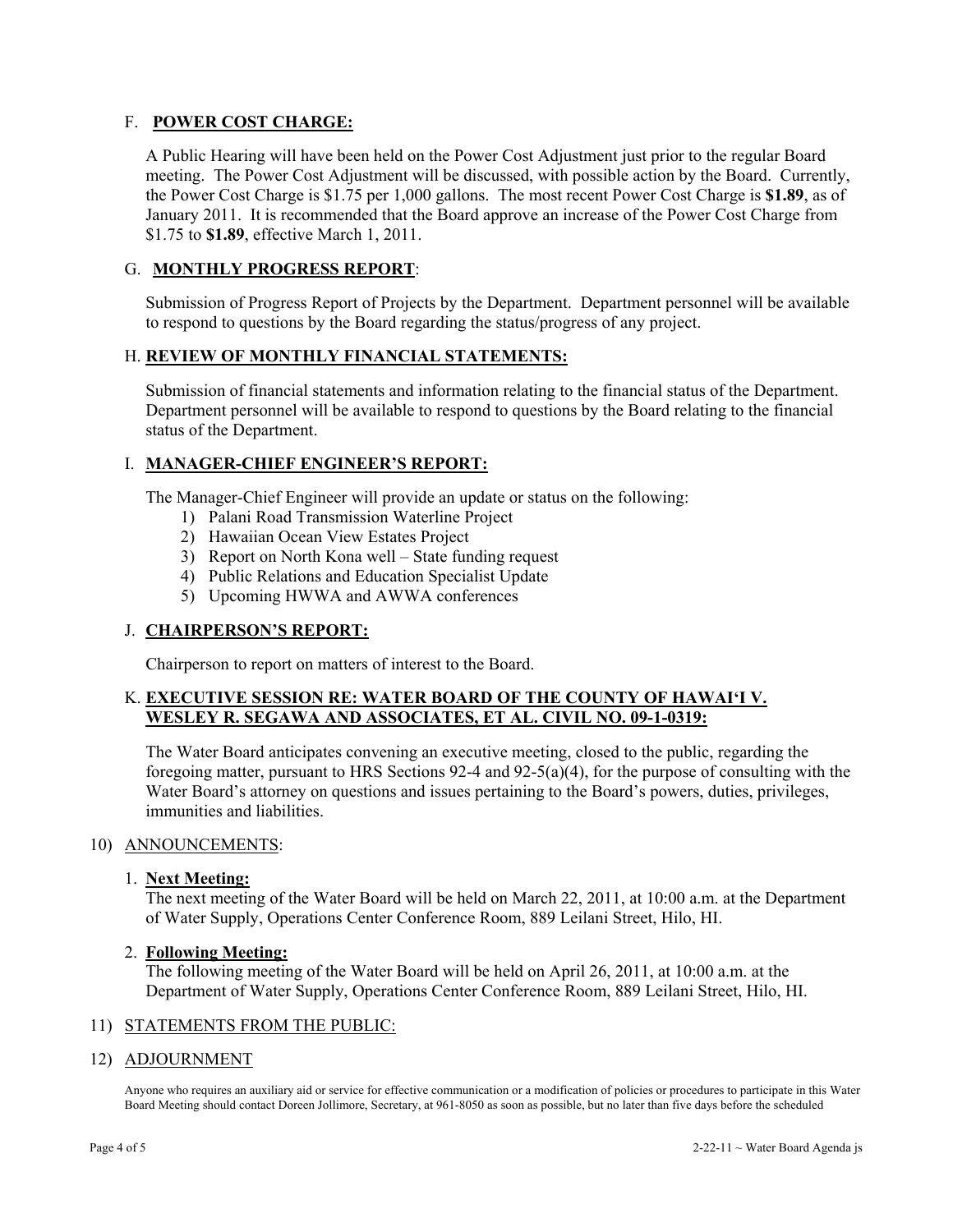F. **POWER COST CHARGE:**

A Public Hearing will have been held on the Power Cost Adjustment just prior to the regular Board meeting. The Power Cost Adjustment will be discussed, with possible action by the Board. Currently, the Power Cost Charge is $1.75 per 1,000 gallons. The most recent Power Cost Charge is **$1.89**, as of January 2011. It is recommended that the Board approve an increase of the Power Cost Charge from $1.75 to **$1.89**, effective March 1, 2011.

G. **MONTHLY PROGRESS REPORT**:

Submission of Progress Report of Projects by the Department. Department personnel will be available to respond to questions by the Board regarding the status/progress of any project.

H. **REVIEW OF MONTHLY FINANCIAL STATEMENTS:**

Submission of financial statements and information relating to the financial status of the Department. Department personnel will be available to respond to questions by the Board relating to the financial status of the Department.

I. **MANAGER-CHIEF ENGINEER'S REPORT:**

The Manager-Chief Engineer will provide an update or status on the following:

1) Palani Road Transmission Waterline Project
2) Hawaiian Ocean View Estates Project
3) Report on North Kona well – State funding request
4) Public Relations and Education Specialist Update
5) Upcoming HWWA and AWWA conferences

J. **CHAIRPERSON'S REPORT:**

Chairperson to report on matters of interest to the Board.

K. **EXECUTIVE SESSION RE: WATER BOARD OF THE COUNTY OF HAWAI'I V. WESLEY R. SEGAWA AND ASSOCIATES, ET AL. CIVIL NO. 09-1-0319:**

The Water Board anticipates convening an executive meeting, closed to the public, regarding the foregoing matter, pursuant to HRS Sections 92-4 and 92-5(a)(4), for the purpose of consulting with the Water Board's attorney on questions and issues pertaining to the Board's powers, duties, privileges, immunities and liabilities.

10) ANNOUNCEMENTS:

1. **Next Meeting:**
   The next meeting of the Water Board will be held on March 22, 2011, at 10:00 a.m. at the Department of Water Supply, Operations Center Conference Room, 889 Leilani Street, Hilo, HI.

2. **Following Meeting:**
   The following meeting of the Water Board will be held on April 26, 2011, at 10:00 a.m. at the Department of Water Supply, Operations Center Conference Room, 889 Leilani Street, Hilo, HI.

11) STATEMENTS FROM THE PUBLIC:

12) ADJOURNMENT

Anyone who requires an auxiliary aid or service for effective communication or a modification of policies or procedures to participate in this Water Board Meeting should contact Doreen Jollimore, Secretary, at 961-8050 as soon as possible, but no later than five days before the scheduled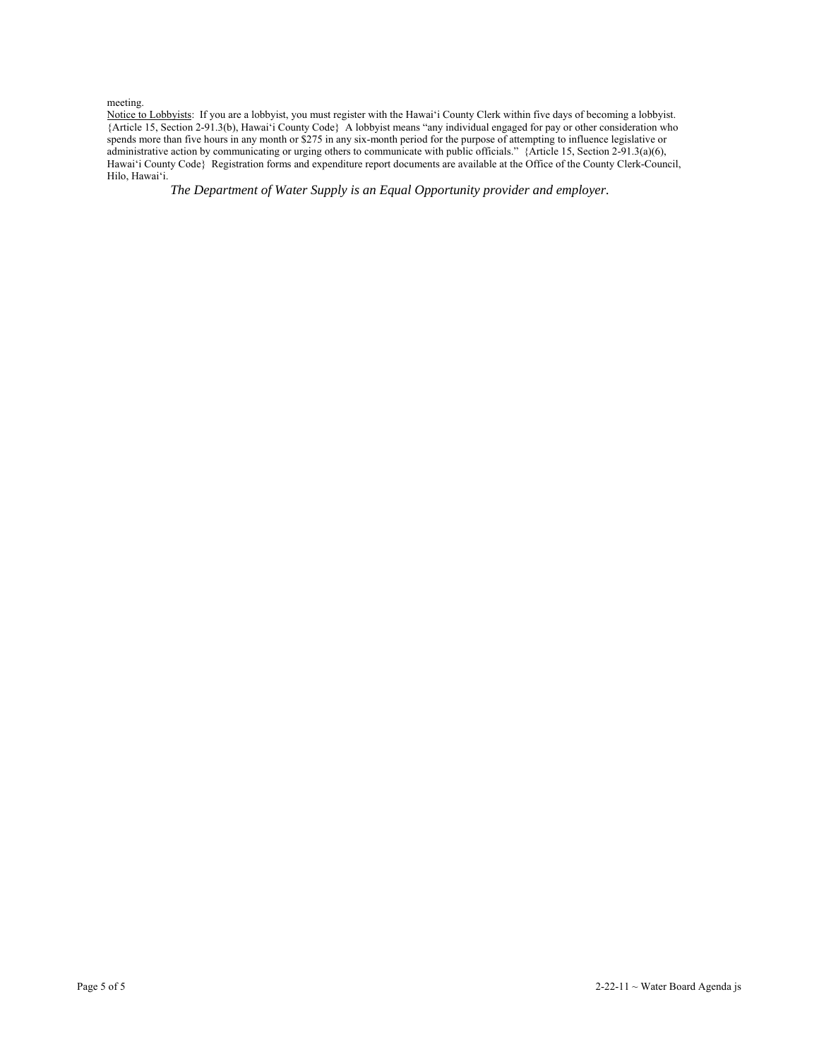meeting.

Notice to Lobbyists: If you are a lobbyist, you must register with the Hawai'i County Clerk within five days of becoming a lobbyist. {Article 15, Section 2-91.3(b), Hawai'i County Code} A lobbyist means "any individual engaged for pay or other consideration who spends more than five hours in any month or $275 in any six-month period for the purpose of attempting to influence legislative or administrative action by communicating or urging others to communicate with public officials." {Article 15, Section 2-91.3(a)(6), Hawai'i County Code} Registration forms and expenditure report documents are available at the Office of the County Clerk-Council, Hilo, Hawai'i.

*The Department of Water Supply is an Equal Opportunity provider and employer.*